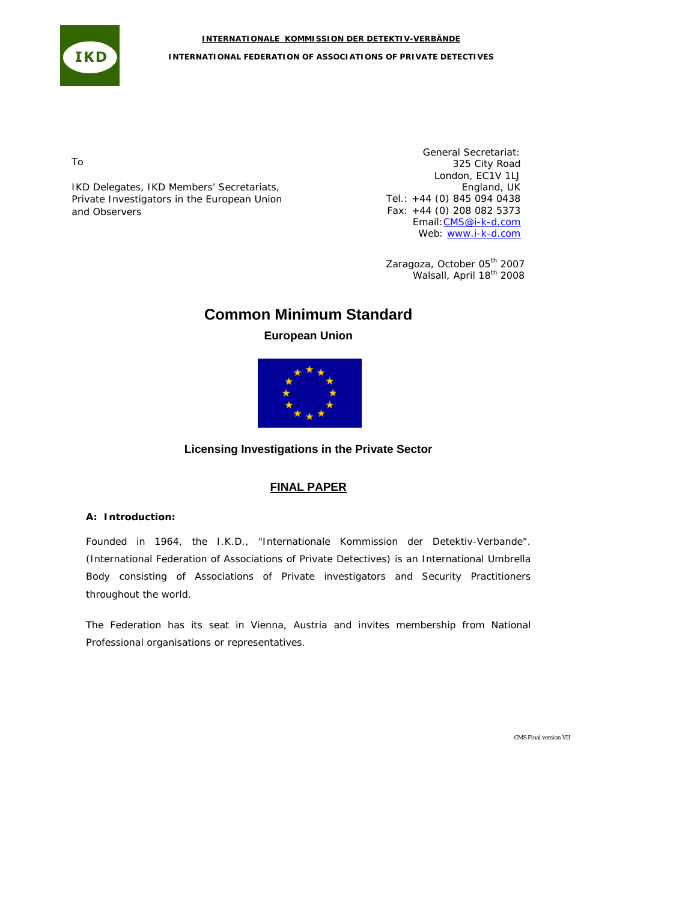**INTERNATIONALE KOMMISSION DER DETEKTIV-VERBÄNDE**

**INTERNATIONAL FEDERATION OF ASSOCIATIONS OF PRIVATE DETECTIVES**

To

IKD Delegates, IKD Members' Secretariats,
Private Investigators in the European Union
and Observers

General Secretariat:
325 City Road
London, EC1V 1LJ
England, UK
Tel.: +44 (0) 845 094 0438
Fax: +44 (0) 208 082 5373
Email: CMS@i-k-d.com
Web: www.i-k-d.com

Zaragoza, October 05th 2007
Walsall, April 18th 2008

# Common Minimum Standard

## European Union

### Licensing Investigations in the Private Sector

### FINAL PAPER

**A: Introduction:**

Founded in 1964, the I.K.D., "Internationale Kommission der Detektiv-Verbande". (International Federation of Associations of Private Detectives) is an International Umbrella Body consisting of Associations of Private investigators and Security Practitioners throughout the world.

The Federation has its seat in Vienna, Austria and invites membership from National Professional organisations or representatives.

CMS Final version VII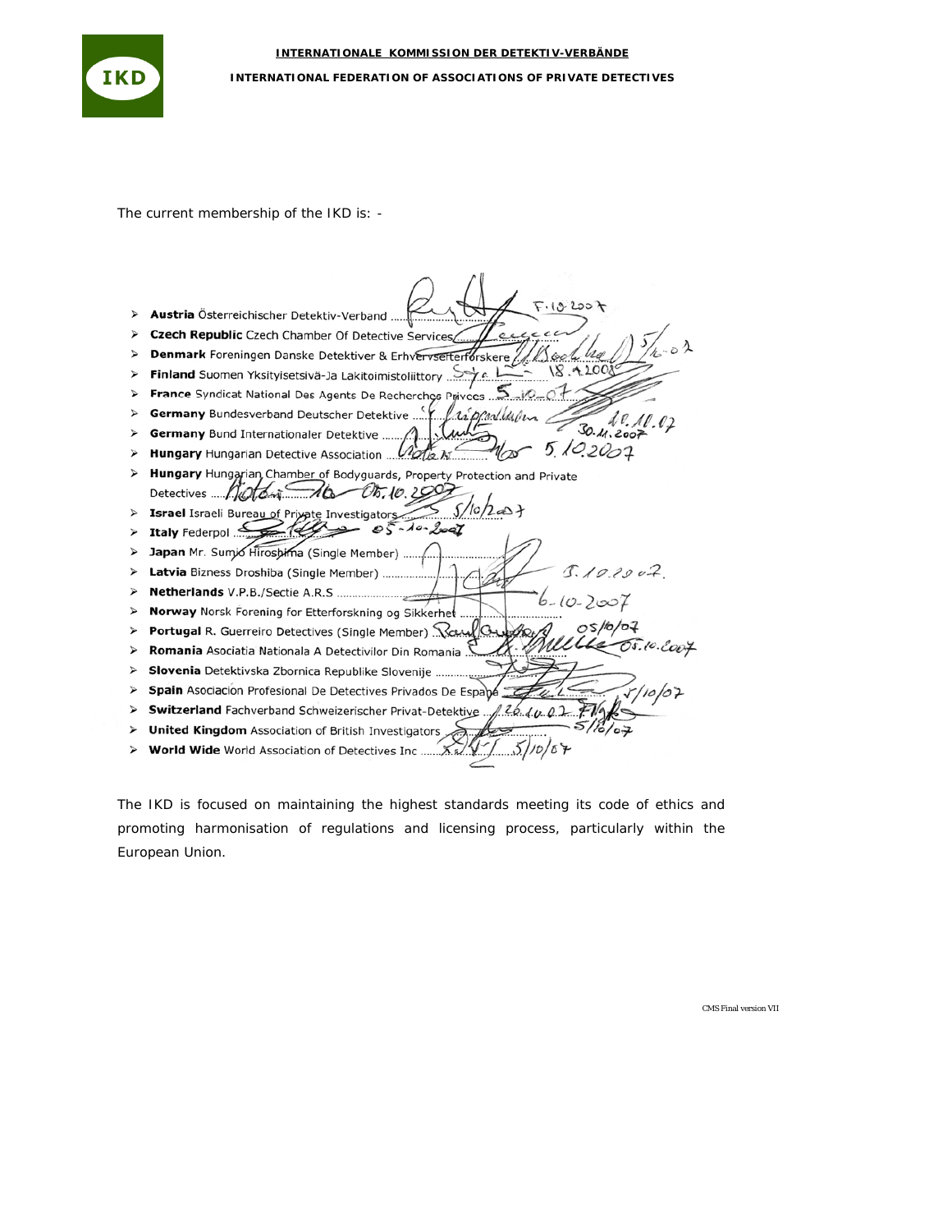**INTERNATIONALE KOMMISSION DER DETEKTIV-VERBÄNDE**

**INTERNATIONAL FEDERATION OF ASSOCIATIONS OF PRIVATE DETECTIVES**

The current membership of the IKD is: -

- **Austria** Österreichischer Detektiv-Verband
- **Czech Republic** Czech Chamber Of Detective Services
- **Denmark** Foreningen Danske Detektiver & Erhvervsefterforskere
- **Finland** Suomen Yksityisetsivä-Ja Lakitoimistoliittory
- **France** Syndicat National Des Agents De Recherches Privces
- **Germany** Bundesverband Deutscher Detektive
- **Germany** Bund Internationaler Detektive
- **Hungary** Hungarian Detective Association
- **Hungary** Hungarian Chamber of Bodyguards, Property Protection and Private Detectives
- **Israel** Israeli Bureau of Private Investigators
- **Italy** Federpol
- **Japan** Mr. Sumio Hiroshima (Single Member)
- **Latvia** Bizness Droshiba (Single Member)
- **Netherlands** V.P.B./Sectie A.R.S
- **Norway** Norsk Forening for Etterforskning og Sikkerhet
- **Portugal** R. Guerreiro Detectives (Single Member)
- **Romania** Asociatia Nationala A Detectivilor Din Romania
- **Slovenia** Detektivska Zbornica Republike Slovenije
- **Spain** Asociación Profesional De Detectives Privados De España
- **Switzerland** Fachverband Schweizerischer Privat-Detektive
- **United Kingdom** Association of British Investigators
- **World Wide** World Association of Detectives Inc

The IKD is focused on maintaining the highest standards meeting its code of ethics and promoting harmonisation of regulations and licensing process, particularly within the European Union.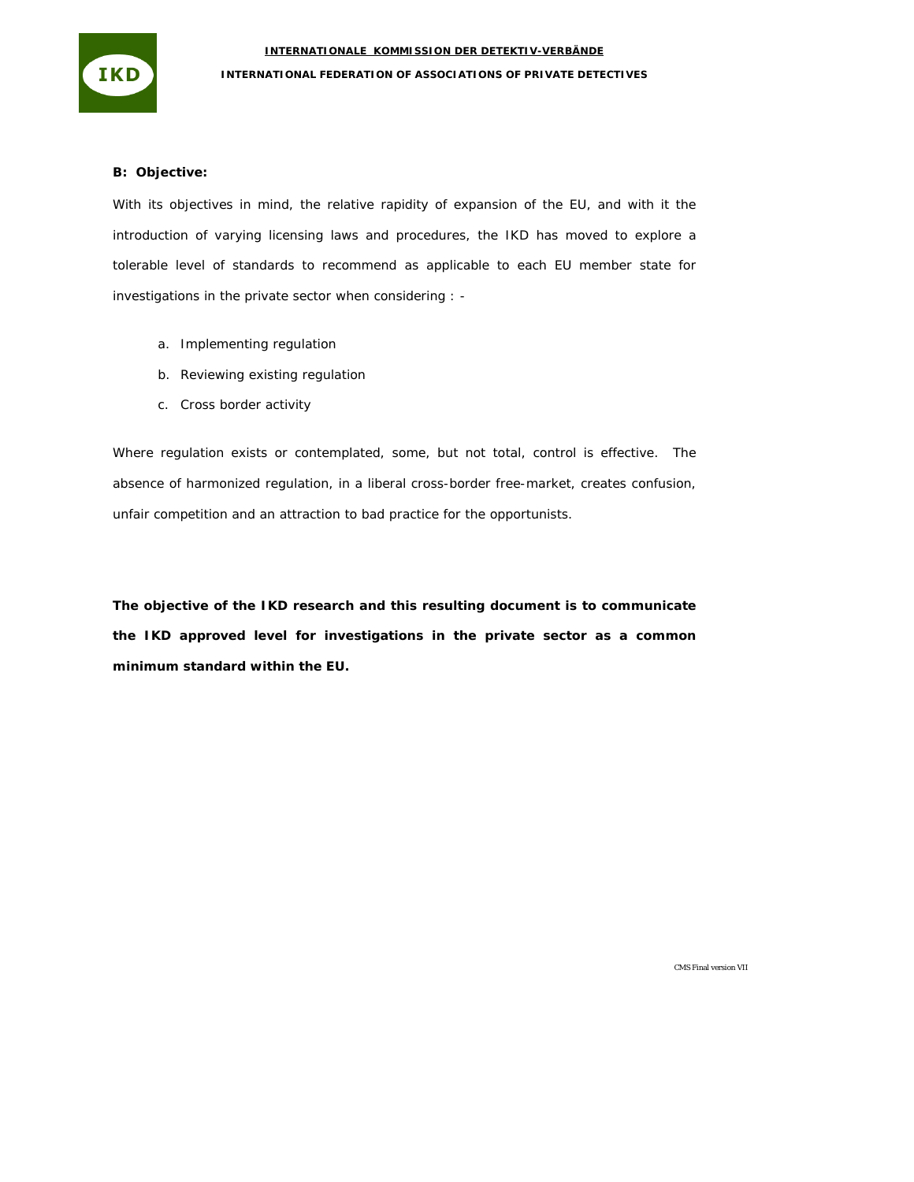**B: Objective:**

With its objectives in mind, the relative rapidity of expansion of the EU, and with it the introduction of varying licensing laws and procedures, the IKD has moved to explore a tolerable level of standards to recommend as applicable to each EU member state for investigations in the private sector when considering : -

a. Implementing regulation
b. Reviewing existing regulation
c. Cross border activity

Where regulation exists or contemplated, some, but not total, control is effective. The absence of harmonized regulation, in a liberal cross-border free-market, creates confusion, unfair competition and an attraction to bad practice for the opportunists.

**The objective of the IKD research and this resulting document is to communicate the IKD approved level for investigations in the private sector as a common minimum standard within the EU.**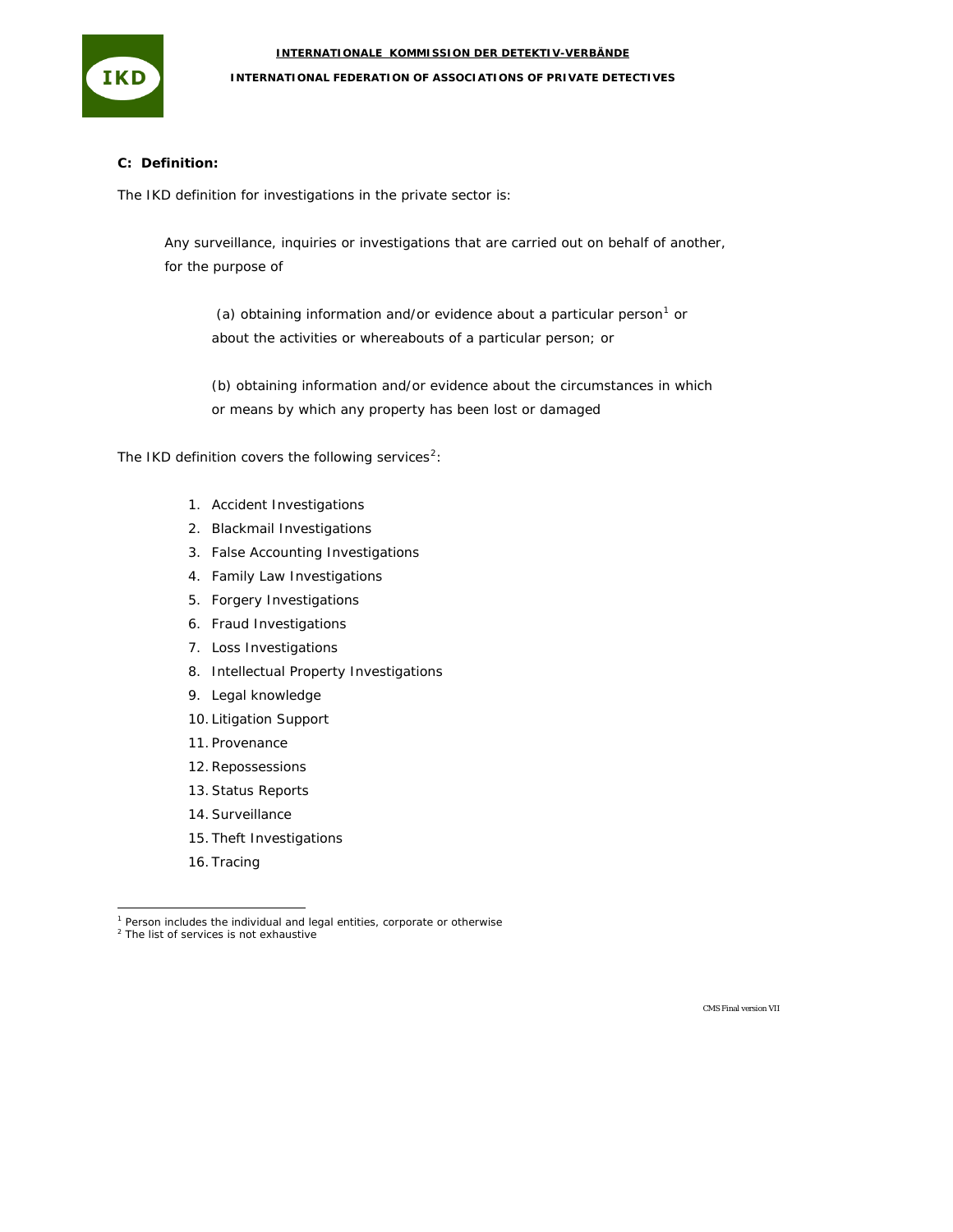**C: Definition:**

The IKD definition for investigations in the private sector is:

> Any surveillance, inquiries or investigations that are carried out on behalf of another, for the purpose of
>
> > (a) obtaining information and/or evidence about a particular person[1] or about the activities or whereabouts of a particular person; or
> >
> > (b) obtaining information and/or evidence about the circumstances in which or means by which any property has been lost or damaged

The IKD definition covers the following services[2]:

1. Accident Investigations
2. Blackmail Investigations
3. False Accounting Investigations
4. Family Law Investigations
5. Forgery Investigations
6. Fraud Investigations
7. Loss Investigations
8. Intellectual Property Investigations
9. Legal knowledge
10. Litigation Support
11. Provenance
12. Repossessions
13. Status Reports
14. Surveillance
15. Theft Investigations
16. Tracing

---

[1] Person includes the individual and legal entities, corporate or otherwise

[2] The list of services is not exhaustive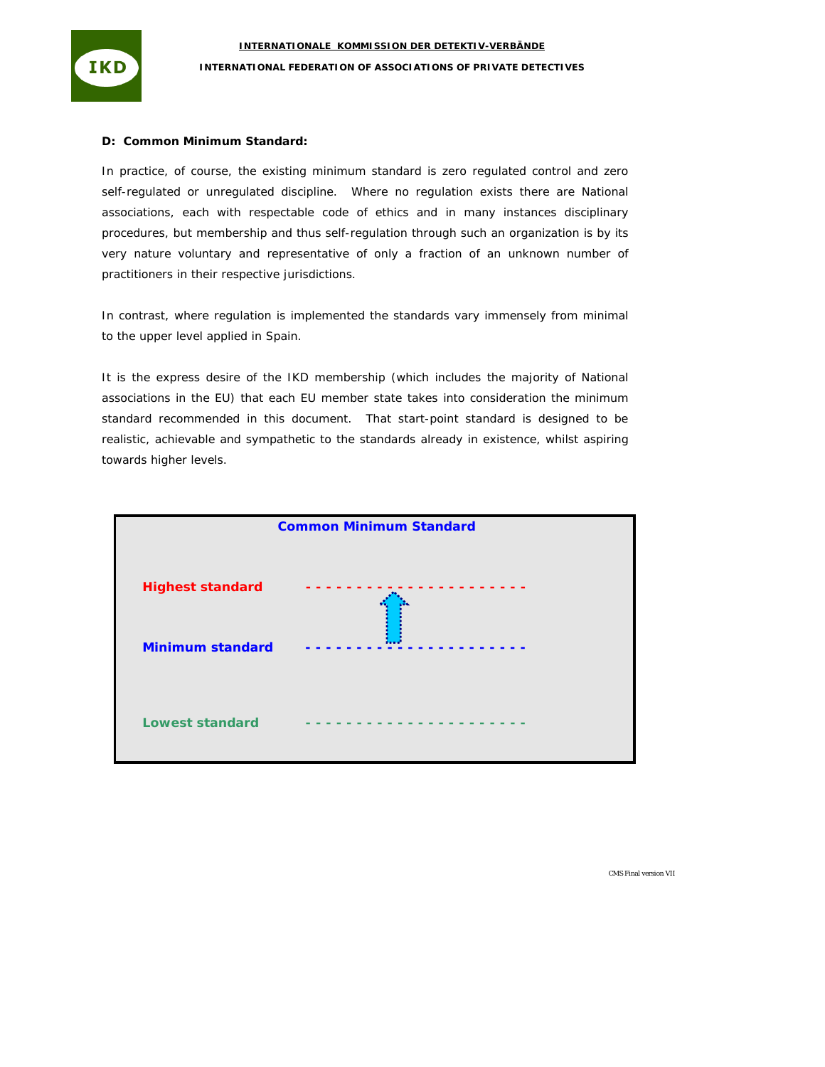## D: Common Minimum Standard:

In practice, of course, the existing minimum standard is zero regulated control and zero self-regulated or unregulated discipline. Where no regulation exists there are National associations, each with respectable code of ethics and in many instances disciplinary procedures, but membership and thus self-regulation through such an organization is by its very nature voluntary and representative of only a fraction of an unknown number of practitioners in their respective jurisdictions.

In contrast, where regulation is implemented the standards vary immensely from minimal to the upper level applied in Spain.

It is the express desire of the IKD membership (which includes the majority of National associations in the EU) that each EU member state takes into consideration the minimum standard recommended in this document. That start-point standard is designed to be realistic, achievable and sympathetic to the standards already in existence, whilst aspiring towards higher levels.

**Common Minimum Standard**

**Highest standard** - - - - - - - - - - - - - - - - - - - - -

**Minimum standard** - - - - - - - - - - - - - - - - - - - - -

**Lowest standard** - - - - - - - - - - - - - - - - - - - - -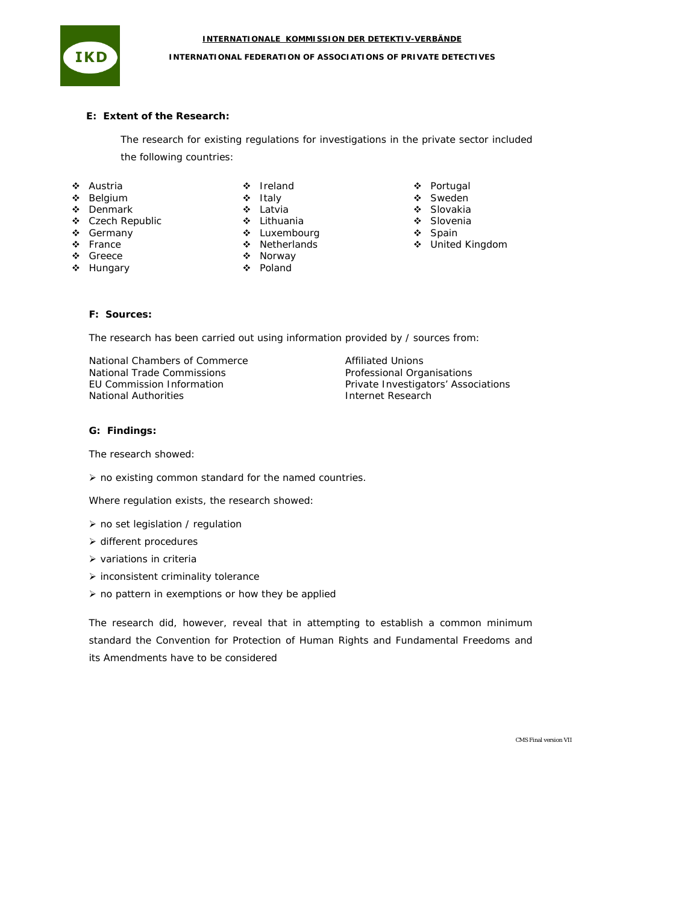### E: Extent of the Research:

The research for existing regulations for investigations in the private sector included the following countries:

- Austria
- Belgium
- Denmark
- Czech Republic
- Germany
- France
- Greece
- Hungary
- Ireland
- Italy
- Latvia
- Lithuania
- Luxembourg
- Netherlands
- Norway
- Poland
- Portugal
- Sweden
- Slovakia
- Slovenia
- Spain
- United Kingdom

### F: Sources:

The research has been carried out using information provided by / sources from:

National Chambers of Commerce
National Trade Commissions
EU Commission Information
National Authorities
Affiliated Unions
Professional Organisations
Private Investigators' Associations
Internet Research

### G: Findings:

The research showed:

- no existing common standard for the named countries.

Where regulation exists, the research showed:

- no set legislation / regulation
- different procedures
- variations in criteria
- inconsistent criminality tolerance
- no pattern in exemptions or how they be applied

The research did, however, reveal that in attempting to establish a common minimum standard the Convention for Protection of Human Rights and Fundamental Freedoms and its Amendments have to be considered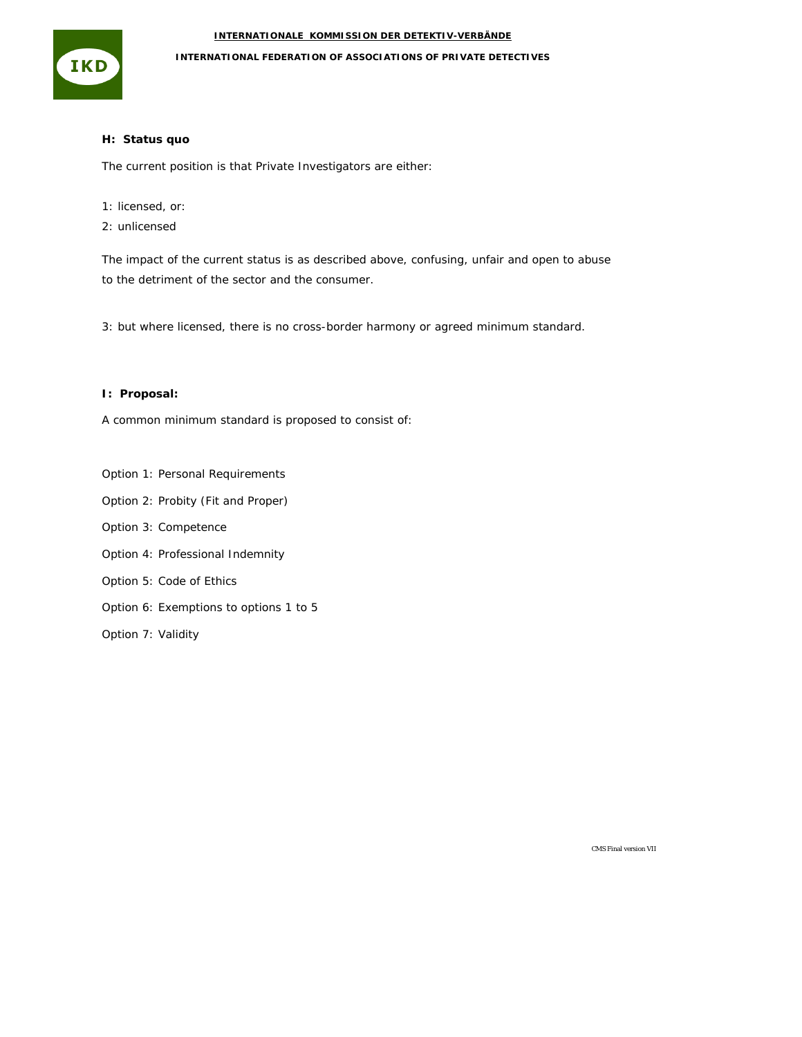## H: Status quo

The current position is that Private Investigators are either:

1: licensed, or:

2: unlicensed

The impact of the current status is as described above, confusing, unfair and open to abuse to the detriment of the sector and the consumer.

3: but where licensed, there is no cross-border harmony or agreed minimum standard.

## I: Proposal:

A common minimum standard is proposed to consist of:

Option 1: Personal Requirements

Option 2: Probity (Fit and Proper)

Option 3: Competence

Option 4: Professional Indemnity

Option 5: Code of Ethics

Option 6: Exemptions to options 1 to 5

Option 7: Validity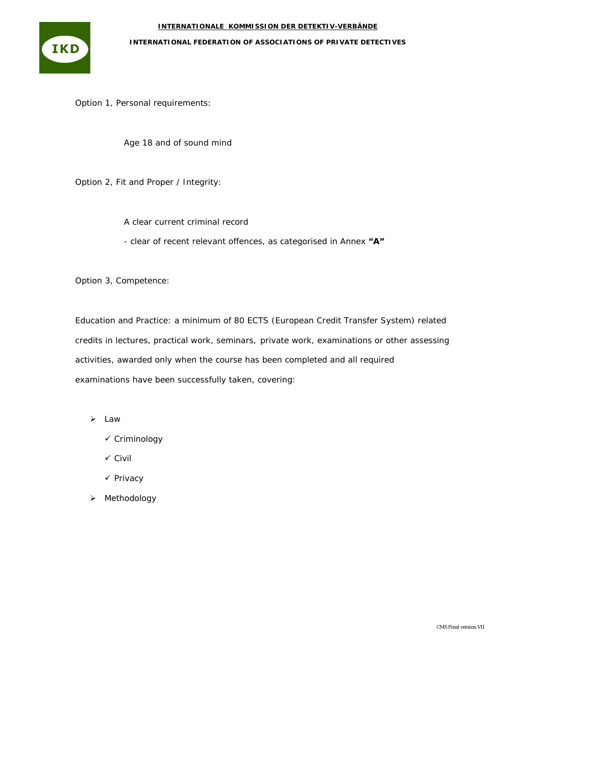Option 1, Personal requirements:

Age 18 and of sound mind

Option 2, Fit and Proper / Integrity:

A clear current criminal record

- clear of recent relevant offences, as categorised in Annex **"A"**

Option 3, Competence:

Education and Practice: a minimum of 80 ECTS (European Credit Transfer System) related credits in lectures, practical work, seminars, private work, examinations or other assessing activities, awarded only when the course has been completed and all required examinations have been successfully taken, covering:

- Law
  - ✓ Criminology
  - ✓ Civil
  - ✓ Privacy
- Methodology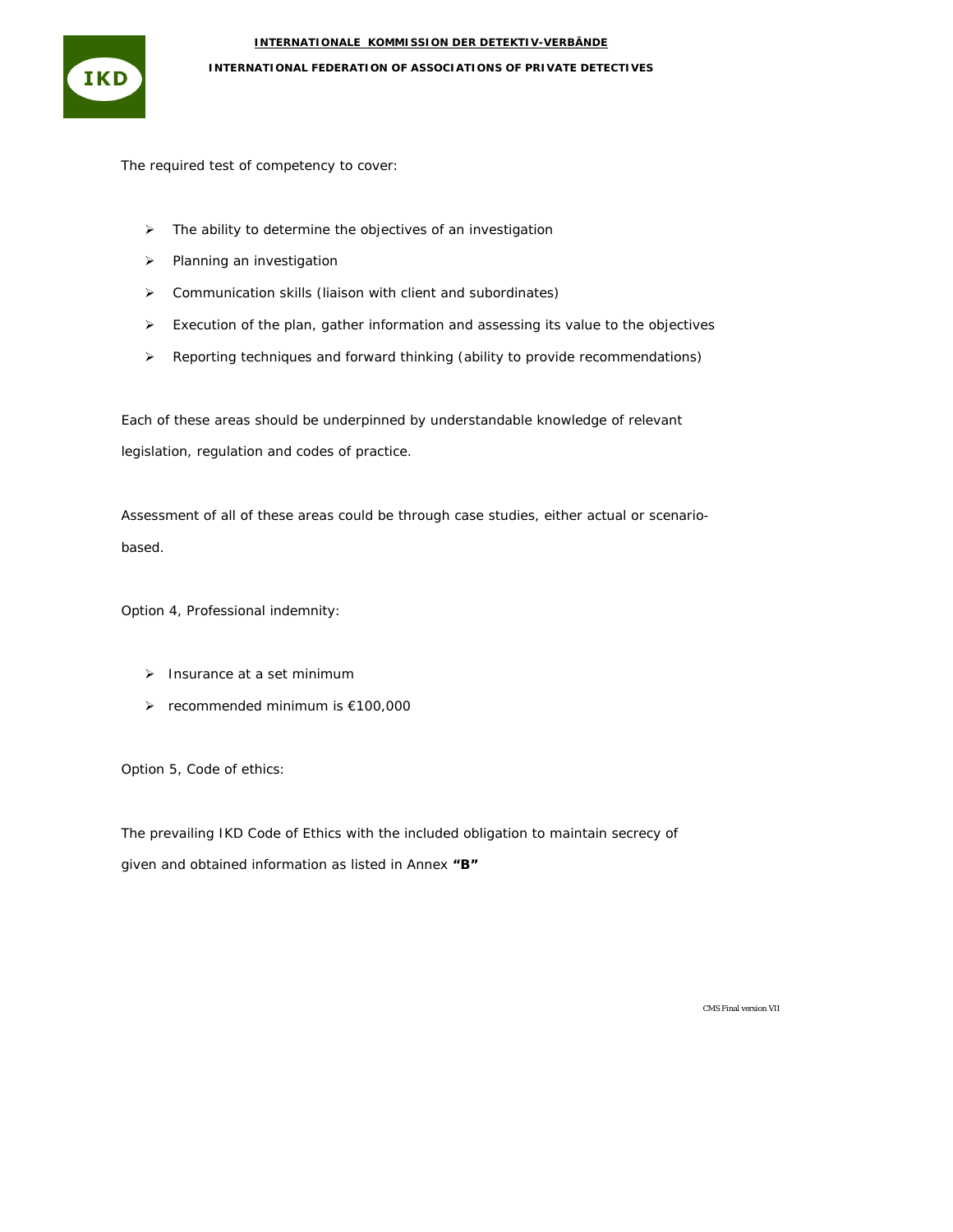The required test of competency to cover:

- The ability to determine the objectives of an investigation
- Planning an investigation
- Communication skills (liaison with client and subordinates)
- Execution of the plan, gather information and assessing its value to the objectives
- Reporting techniques and forward thinking (ability to provide recommendations)

Each of these areas should be underpinned by understandable knowledge of relevant legislation, regulation and codes of practice.

Assessment of all of these areas could be through case studies, either actual or scenario-based.

Option 4, Professional indemnity:

- Insurance at a set minimum
- recommended minimum is €100,000

Option 5, Code of ethics:

The prevailing IKD Code of Ethics with the included obligation to maintain secrecy of given and obtained information as listed in Annex **"B"**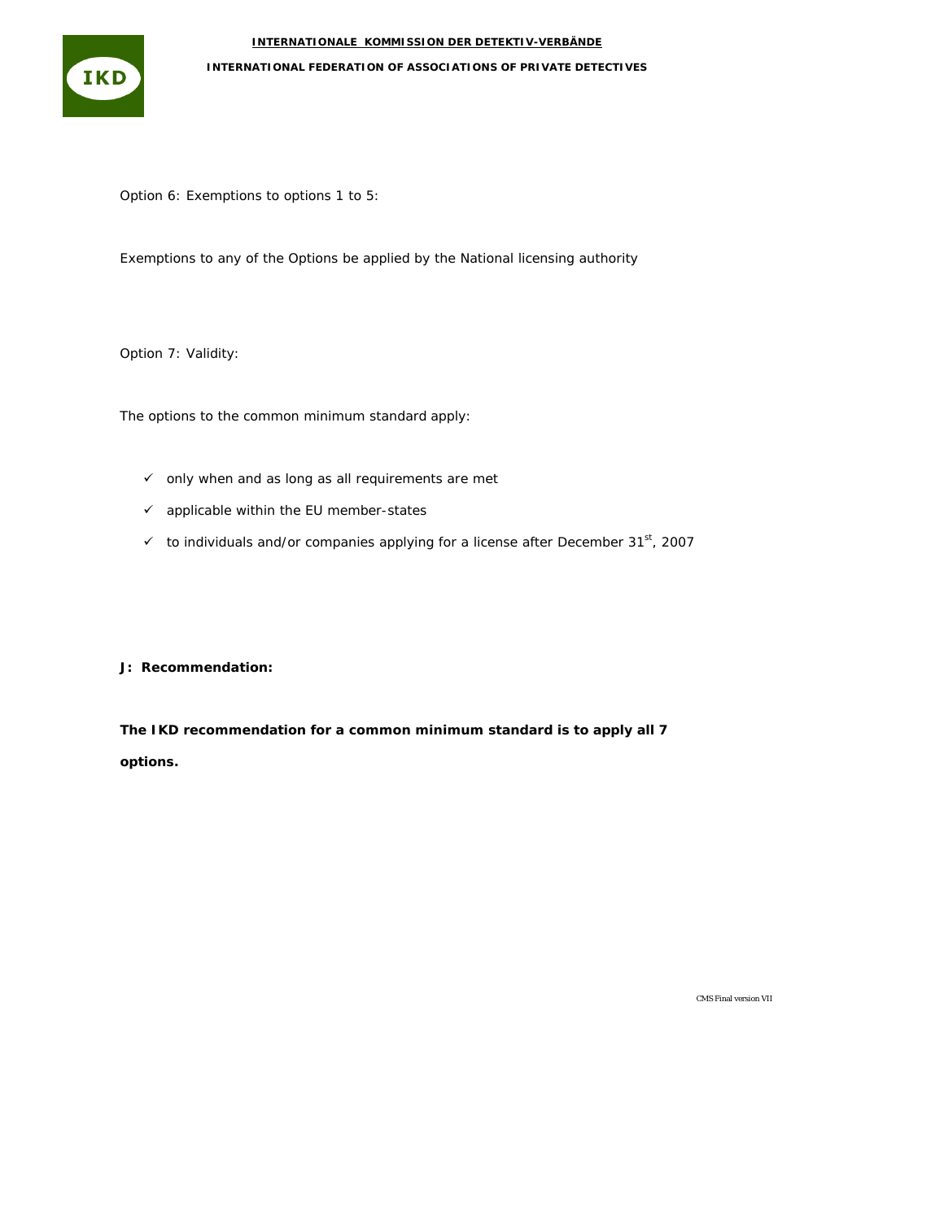Option 6: Exemptions to options 1 to 5:

Exemptions to any of the Options be applied by the National licensing authority

Option 7: Validity:

The options to the common minimum standard apply:

- ✓ only when and as long as all requirements are met
- ✓ applicable within the EU member-states
- ✓ to individuals and/or companies applying for a license after December 31st, 2007

**J: Recommendation:**

**The IKD recommendation for a common minimum standard is to apply all 7 options.**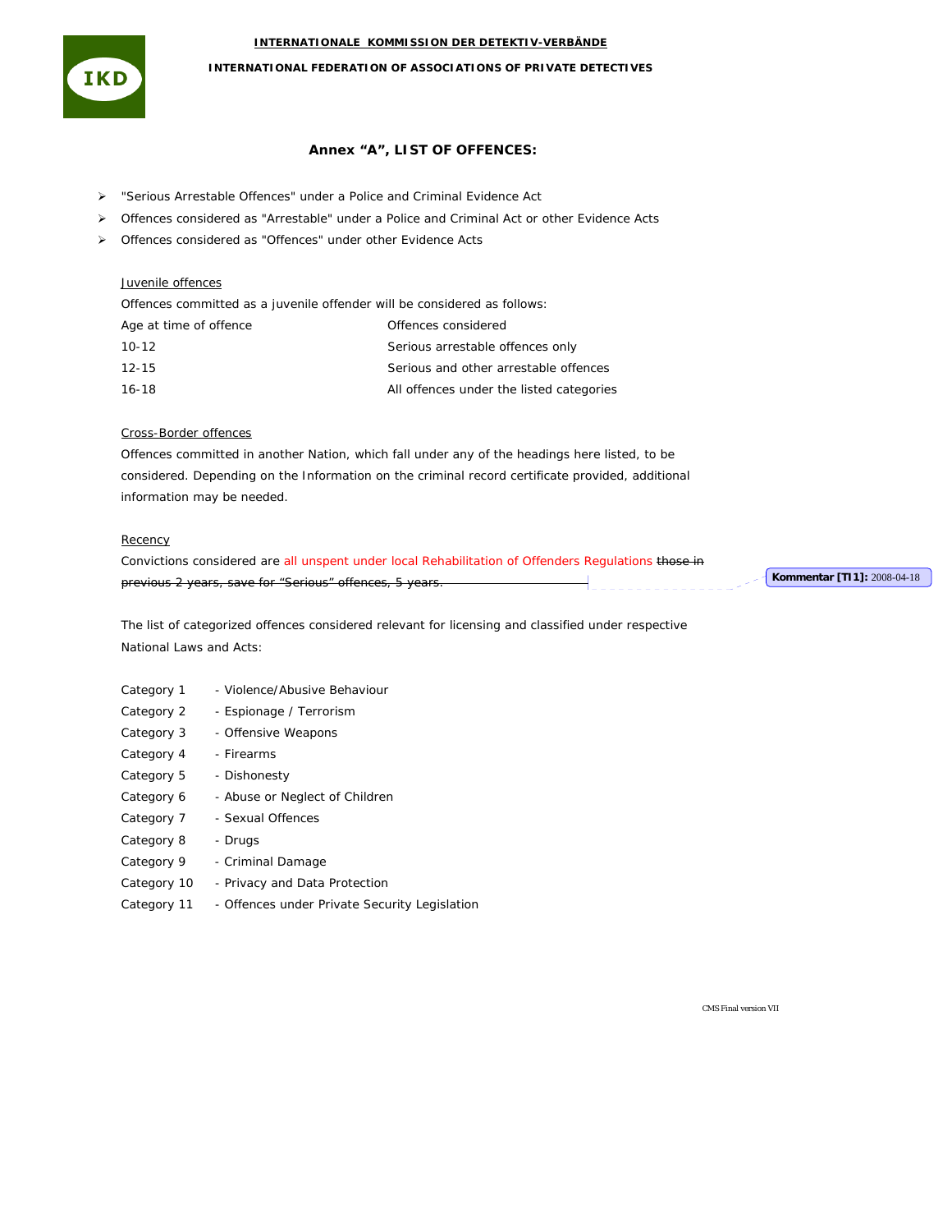INTERNATIONALE KOMMISSION DER DETEKTIV-VERBÄNDE

INTERNATIONAL FEDERATION OF ASSOCIATIONS OF PRIVATE DETECTIVES

## Annex "A", LIST OF OFFENCES:

- "Serious Arrestable Offences" under a Police and Criminal Evidence Act
- Offences considered as "Arrestable" under a Police and Criminal Act or other Evidence Acts
- Offences considered as "Offences" under other Evidence Acts

Juvenile offences

Offences committed as a juvenile offender will be considered as follows:

| Age at time of offence | Offences considered |
|---|---|
| 10-12 | Serious arrestable offences only |
| 12-15 | Serious and other arrestable offences |
| 16-18 | All offences under the listed categories |

Cross-Border offences

Offences committed in another Nation, which fall under any of the headings here listed, to be considered. Depending on the Information on the criminal record certificate provided, additional information may be needed.

Recency

Convictions considered are all unspent under local Rehabilitation of Offenders Regulations ~~those in previous 2 years, save for "Serious" offences, 5 years.~~

**Kommentar [TI1]:** 2008-04-18

The list of categorized offences considered relevant for licensing and classified under respective National Laws and Acts:

| | |
|---|---|
| Category 1 | - Violence/Abusive Behaviour |
| Category 2 | - Espionage / Terrorism |
| Category 3 | - Offensive Weapons |
| Category 4 | - Firearms |
| Category 5 | - Dishonesty |
| Category 6 | - Abuse or Neglect of Children |
| Category 7 | - Sexual Offences |
| Category 8 | - Drugs |
| Category 9 | - Criminal Damage |
| Category 10 | - Privacy and Data Protection |
| Category 11 | - Offences under Private Security Legislation |

CMS Final version VII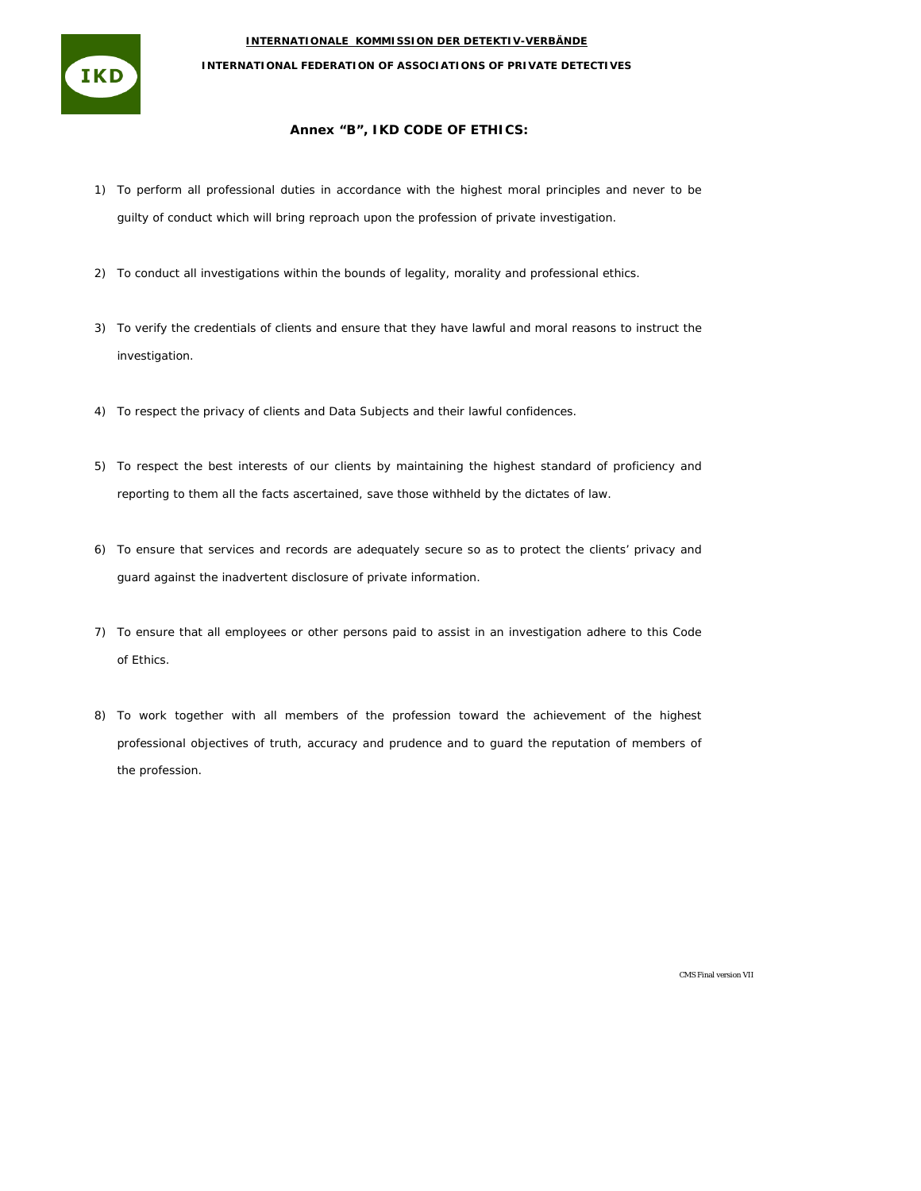**INTERNATIONALE KOMMISSION DER DETEKTIV-VERBÄNDE**

**INTERNATIONAL FEDERATION OF ASSOCIATIONS OF PRIVATE DETECTIVES**

## Annex "B", IKD CODE OF ETHICS:

1) To perform all professional duties in accordance with the highest moral principles and never to be guilty of conduct which will bring reproach upon the profession of private investigation.

2) To conduct all investigations within the bounds of legality, morality and professional ethics.

3) To verify the credentials of clients and ensure that they have lawful and moral reasons to instruct the investigation.

4) To respect the privacy of clients and Data Subjects and their lawful confidences.

5) To respect the best interests of our clients by maintaining the highest standard of proficiency and reporting to them all the facts ascertained, save those withheld by the dictates of law.

6) To ensure that services and records are adequately secure so as to protect the clients' privacy and guard against the inadvertent disclosure of private information.

7) To ensure that all employees or other persons paid to assist in an investigation adhere to this Code of Ethics.

8) To work together with all members of the profession toward the achievement of the highest professional objectives of truth, accuracy and prudence and to guard the reputation of members of the profession.

CMS Final version VII